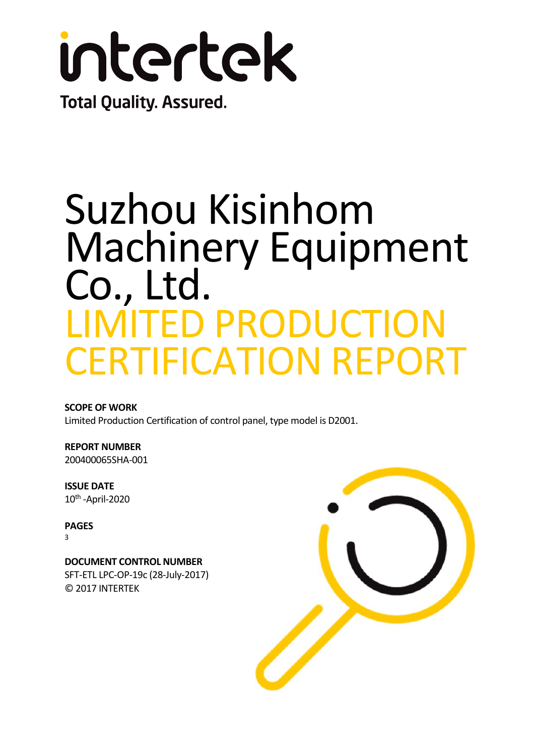intertek

Total Quality. Assured.

# Suzhou Kisinhom Machinery Equipment Co., Ltd.

# LIMITED PRODUCTION CERTIFICATION REPORT

**SCOPE OF WORK**

Limited Production Certification of control panel, type model is D2001.

**REPORT NUMBER**

200400065SHA-001

**ISSUE DATE**

10th -April-2020

**PAGES**

3

**DOCUMENT CONTROL NUMBER**

SFT-ETL LPC-OP-19c (28-July-2017)

© 2017 INTERTEK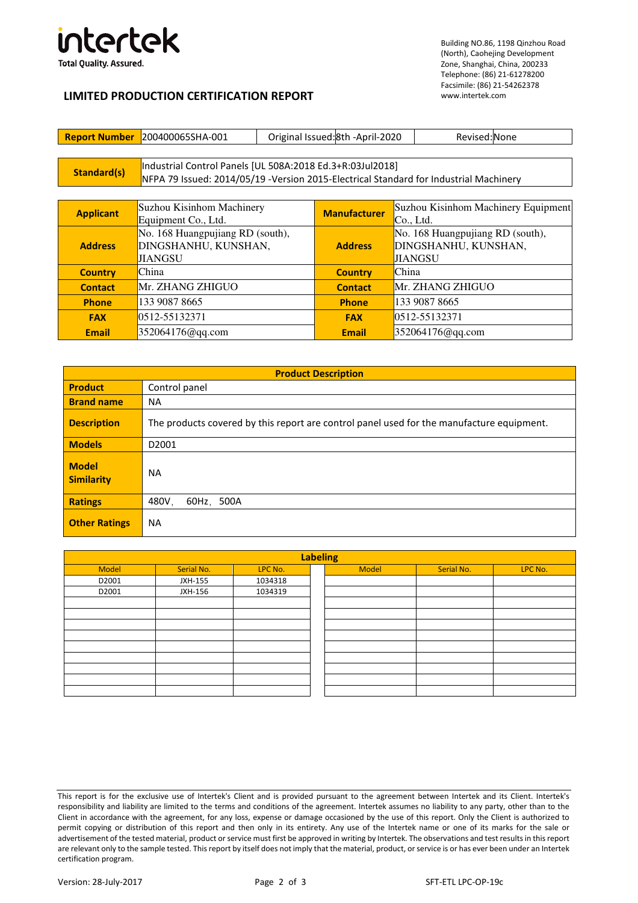**intertek**
Total Quality. Assured.

Building NO.86, 1198 Qinzhou Road (North), Caohejing Development Zone, Shanghai, China, 200233
Telephone: (86) 21-61278200
Facsimile: (86) 21-54262378
www.intertek.com

# LIMITED PRODUCTION CERTIFICATION REPORT

| Report Number | 200400065SHA-001 | Original Issued: | 8th -April-2020 | Revised: | None |
|---|---|---|---|---|---|

| Standard(s) | Industrial Control Panels [UL 508A:2018 Ed.3+R:03Jul2018]<br>NFPA 79 Issued: 2014/05/19 -Version 2015-Electrical Standard for Industrial Machinery |
|---|---|

| Applicant | Suzhou Kisinhom Machinery Equipment Co., Ltd. | Manufacturer | Suzhou Kisinhom Machinery Equipment Co., Ltd. |
|---|---|---|---|
| Address | No. 168 Huangpujiang RD (south), DINGSHANHU, KUNSHAN, JIANGSU | Address | No. 168 Huangpujiang RD (south), DINGSHANHU, KUNSHAN, JIANGSU |
| Country | China | Country | China |
| Contact | Mr. ZHANG ZHIGUO | Contact | Mr. ZHANG ZHIGUO |
| Phone | 133 9087 8665 | Phone | 133 9087 8665 |
| FAX | 0512-55132371 | FAX | 0512-55132371 |
| Email | 352064176@qq.com | Email | 352064176@qq.com |

| Product Description | |
|---|---|
| Product | Control panel |
| Brand name | NA |
| Description | The products covered by this report are control panel used for the manufacture equipment. |
| Models | D2001 |
| Model Similarity | NA |
| Ratings | 480V，60Hz，500A |
| Other Ratings | NA |

| Labeling | | | | | |
|---|---|---|---|---|---|
| Model | Serial No. | LPC No. | Model | Serial No. | LPC No. |
| D2001 | JXH-155 | 1034318 | | | |
| D2001 | JXH-156 | 1034319 | | | |
| | | | | | |
| | | | | | |
| | | | | | |
| | | | | | |
| | | | | | |
| | | | | | |
| | | | | | |
| | | | | | |
| | | | | | |

This report is for the exclusive use of Intertek's Client and is provided pursuant to the agreement between Intertek and its Client. Intertek's responsibility and liability are limited to the terms and conditions of the agreement. Intertek assumes no liability to any party, other than to the Client in accordance with the agreement, for any loss, expense or damage occasioned by the use of this report. Only the Client is authorized to permit copying or distribution of this report and then only in its entirety. Any use of the Intertek name or one of its marks for the sale or advertisement of the tested material, product or service must first be approved in writing by Intertek. The observations and test results in this report are relevant only to the sample tested. This report by itself does not imply that the material, product, or service is or has ever been under an Intertek certification program.

Version: 28-July-2017 SFT-ETL LPC-OP-19c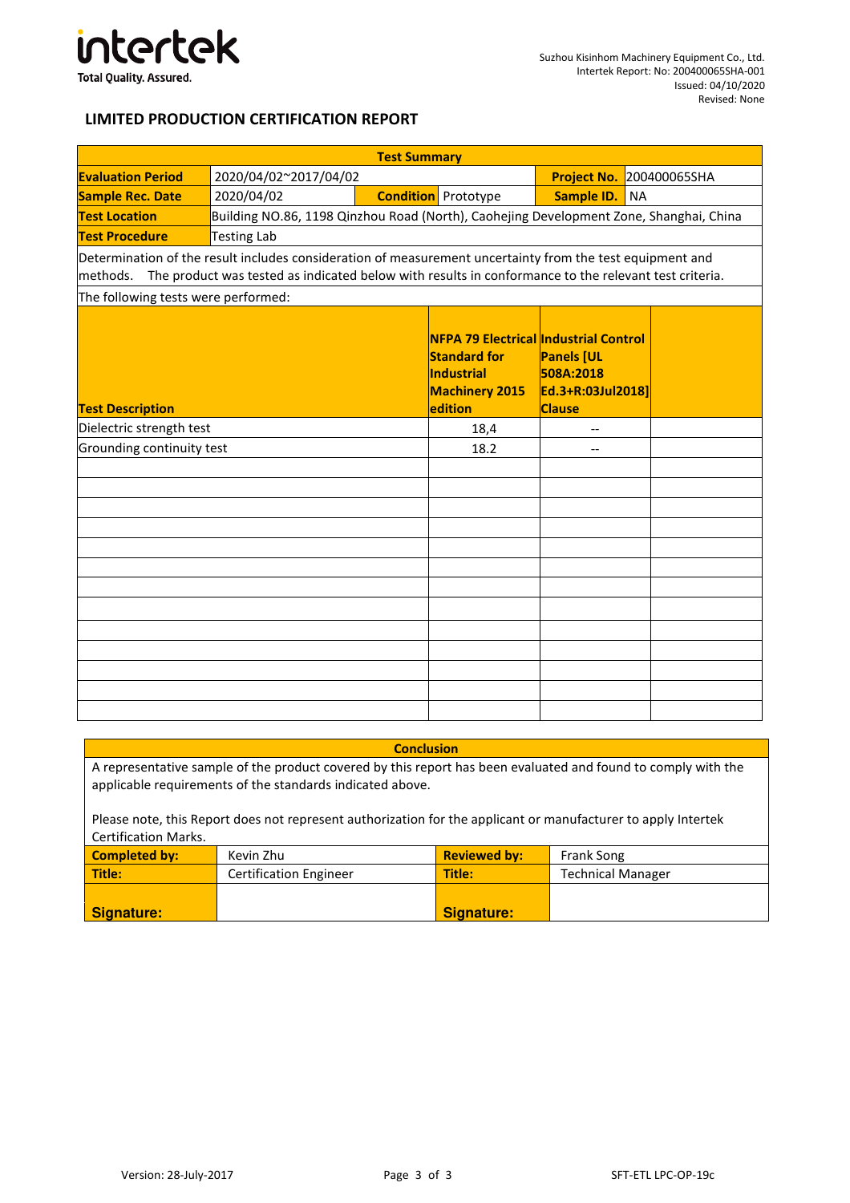Suzhou Kisinhom Machinery Equipment Co., Ltd.
Intertek Report: No: 200400065SHA-001
Issued: 04/10/2020
Revised: None

## LIMITED PRODUCTION CERTIFICATION REPORT

| Test Summary | | | | | |
|---|---|---|---|---|---|
| **Evaluation Period** | 2020/04/02~2017/04/02 | | | **Project No.** | 200400065SHA |
| **Sample Rec. Date** | 2020/04/02 | **Condition** | Prototype | **Sample ID.** | NA |
| **Test Location** | Building NO.86, 1198 Qinzhou Road (North), Caohejing Development Zone, Shanghai, China | | | | |
| **Test Procedure** | Testing Lab | | | | |

Determination of the result includes consideration of measurement uncertainty from the test equipment and methods. The product was tested as indicated below with results in conformance to the relevant test criteria.

The following tests were performed:

| **Test Description** | **NFPA 79 Electrical Standard for Industrial Machinery 2015 edition** | **Industrial Control Panels [UL 508A:2018 Ed.3+R:03Jul2018] Clause** | |
|---|---|---|---|
| Dielectric strength test | 18,4 | -- | |
| Grounding continuity test | 18.2 | -- | |
| | | | |
| | | | |
| | | | |
| | | | |
| | | | |
| | | | |
| | | | |
| | | | |
| | | | |
| | | | |
| | | | |
| | | | |
| | | | |

| Conclusion | | | |
|---|---|---|---|
| A representative sample of the product covered by this report has been evaluated and found to comply with the applicable requirements of the standards indicated above.<br><br>Please note, this Report does not represent authorization for the applicant or manufacturer to apply Intertek Certification Marks. | | | |
| **Completed by:** | Kevin Zhu | **Reviewed by:** | Frank Song |
| **Title:** | Certification Engineer | **Title:** | Technical Manager |
| **Signature:** | | **Signature:** | |

Version: 28-July-2017

SFT-ETL LPC-OP-19c